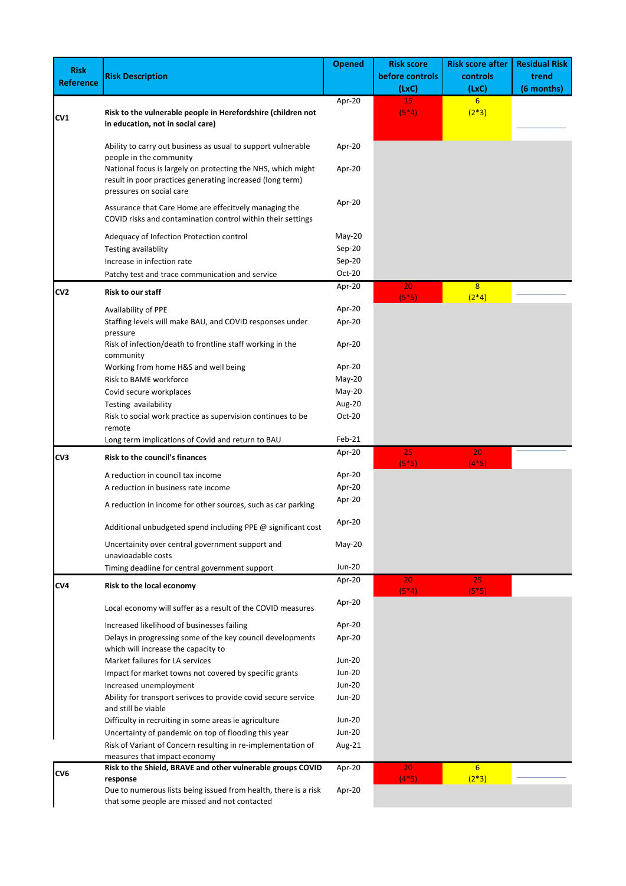| Risk Reference | Risk Description | Opened | Risk score before controls (LxC) | Risk score after controls (LxC) | Residual Risk trend (6 months) |
|---|---|---|---|---|---|
| CV1 | **Risk to the vulnerable people in Herefordshire (children not in education, not in social care)** | Apr-20 | 15 (5*4) | 6 (2*3) | |
| | Ability to carry out business as usual to support vulnerable people in the community | Apr-20 | | | |
| | National focus is largely on protecting the NHS, which might result in poor practices generating increased (long term) pressures on social care | Apr-20 | | | |
| | Assurance that Care Home are effecitvely managing the COVID risks and contamination control within their settings | Apr-20 | | | |
| | Adequacy of Infection Protection control | May-20 | | | |
| | Testing availablity | Sep-20 | | | |
| | Increase in infection rate | Sep-20 | | | |
| | Patchy test and trace communication and service | Oct-20 | | | |
| CV2 | **Risk to our staff** | Apr-20 | 20 (5*5) | 8 (2*4) | |
| | Availability of PPE | Apr-20 | | | |
| | Staffing levels will make BAU, and COVID responses under pressure | Apr-20 | | | |
| | Risk of infection/death to frontline staff working in the community | Apr-20 | | | |
| | Working from home H&S and well being | Apr-20 | | | |
| | Risk to BAME workforce | May-20 | | | |
| | Covid secure workplaces | May-20 | | | |
| | Testing availability | Aug-20 | | | |
| | Risk to social work practice as supervision continues to be remote | Oct-20 | | | |
| | Long term implications of Covid and return to BAU | Feb-21 | | | |
| CV3 | **Risk to the council's finances** | Apr-20 | 25 (5*5) | 20 (4*5) | |
| | A reduction in council tax income | Apr-20 | | | |
| | A reduction in business rate income | Apr-20 | | | |
| | A reduction in income for other sources, such as car parking | Apr-20 | | | |
| | Additional unbudgeted spend including PPE @ significant cost | Apr-20 | | | |
| | Uncertainity over central government support and unavioadable costs | May-20 | | | |
| | Timing deadline for central government support | Jun-20 | | | |
| CV4 | **Risk to the local economy** | Apr-20 | 20 (5*4) | 25 (5*5) | |
| | Local economy will suffer as a result of the COVID measures | Apr-20 | | | |
| | Increased likelihood of businesses failing | Apr-20 | | | |
| | Delays in progressing some of the key council developments which will increase the capacity to | Apr-20 | | | |
| | Market failures for LA services | Jun-20 | | | |
| | Impact for market towns not covered by specific grants | Jun-20 | | | |
| | Increased unemployment | Jun-20 | | | |
| | Ability for transport serivces to provide covid secure service and still be viable | Jun-20 | | | |
| | Difficulty in recruiting in some areas ie agriculture | Jun-20 | | | |
| | Uncertainty of pandemic on top of flooding this year | Jun-20 | | | |
| | Risk of Variant of Concern resulting in re-implementation of measures that impact economy | Aug-21 | | | |
| CV6 | **Risk to the Shield, BRAVE and other vulnerable groups COVID response** | Apr-20 | 20 (4*5) | 6 (2*3) | |
| | Due to numerous lists being issued from health, there is a risk that some people are missed and not contacted | Apr-20 | | | |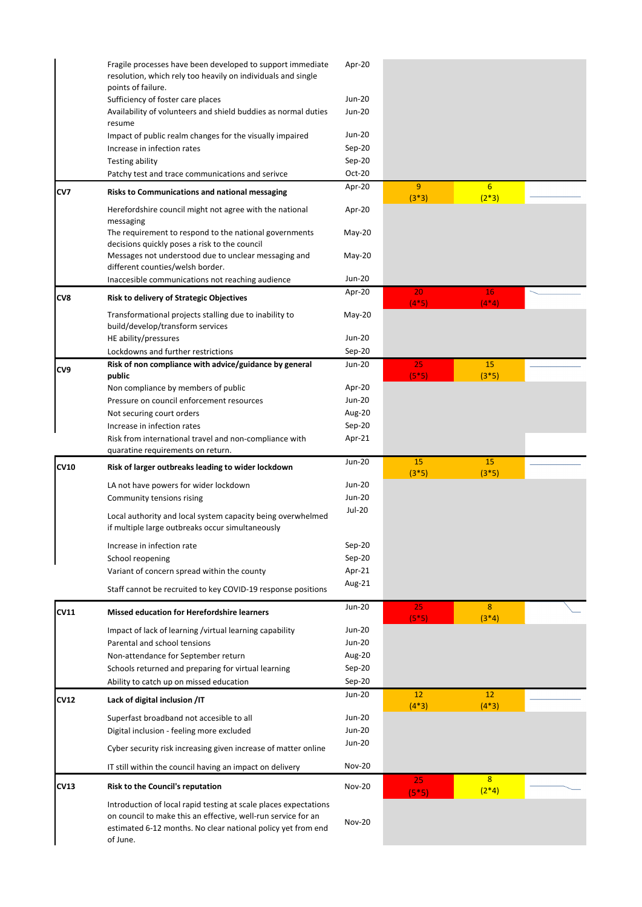| | | | | | |
|---|---|---|---|---|---|
| | Fragile processes have been developed to support immediate resolution, which rely too heavily on individuals and single points of failure. | Apr-20 | | | |
| | Sufficiency of foster care places | Jun-20 | | | |
| | Availability of volunteers and shield buddies as normal duties resume | Jun-20 | | | |
| | Impact of public realm changes for the visually impaired | Jun-20 | | | |
| | Increase in infection rates | Sep-20 | | | |
| | Testing ability | Sep-20 | | | |
| | Patchy test and trace communications and serivce | Oct-20 | | | |
| **CV7** | **Risks to Communications and national messaging** | Apr-20 | 9 (3*3) | 6 (2*3) | |
| | Herefordshire council might not agree with the national messaging | Apr-20 | | | |
| | The requirement to respond to the national governments decisions quickly poses a risk to the council | May-20 | | | |
| | Messages not understood due to unclear messaging and different counties/welsh border. | May-20 | | | |
| | Inaccesible communications not reaching audience | Jun-20 | | | |
| **CV8** | **Risk to delivery of Strategic Objectives** | Apr-20 | 20 (4*5) | 16 (4*4) | |
| | Transformational projects stalling due to inability to build/develop/transform services | May-20 | | | |
| | HE ability/pressures | Jun-20 | | | |
| | Lockdowns and further restrictions | Sep-20 | | | |
| **CV9** | **Risk of non compliance with advice/guidance by general public** | Jun-20 | 25 (5*5) | 15 (3*5) | |
| | Non compliance by members of public | Apr-20 | | | |
| | Pressure on council enforcement resources | Jun-20 | | | |
| | Not securing court orders | Aug-20 | | | |
| | Increase in infection rates | Sep-20 | | | |
| | Risk from international travel and non-compliance with quaratine requirements on return. | Apr-21 | | | |
| **CV10** | **Risk of larger outbreaks leading to wider lockdown** | Jun-20 | 15 (3*5) | 15 (3*5) | |
| | LA not have powers for wider lockdown | Jun-20 | | | |
| | Community tensions rising | Jun-20 | | | |
| | Local authority and local system capacity being overwhelmed if multiple large outbreaks occur simultaneously | Jul-20 | | | |
| | Increase in infection rate | Sep-20 | | | |
| | School reopening | Sep-20 | | | |
| | Variant of concern spread within the county | Apr-21 | | | |
| | Staff cannot be recruited to key COVID-19 response positions | Aug-21 | | | |
| **CV11** | **Missed education for Herefordshire learners** | Jun-20 | 25 (5*5) | 8 (3*4) | |
| | Impact of lack of learning /virtual learning capability | Jun-20 | | | |
| | Parental and school tensions | Jun-20 | | | |
| | Non-attendance for September return | Aug-20 | | | |
| | Schools returned and preparing for virtual learning | Sep-20 | | | |
| | Ability to catch up on missed education | Sep-20 | | | |
| **CV12** | **Lack of digital inclusion /IT** | Jun-20 | 12 (4*3) | 12 (4*3) | |
| | Superfast broadband not accesible to all | Jun-20 | | | |
| | Digital inclusion - feeling more excluded | Jun-20 | | | |
| | Cyber security risk increasing given increase of matter online | Jun-20 | | | |
| | IT still within the council having an impact on delivery | Nov-20 | | | |
| **CV13** | **Risk to the Council's reputation** | Nov-20 | 25 (5*5) | 8 (2*4) | |
| | Introduction of local rapid testing at scale places expectations on council to make this an effective, well-run service for an estimated 6-12 months. No clear national policy yet from end of June. | Nov-20 | | | |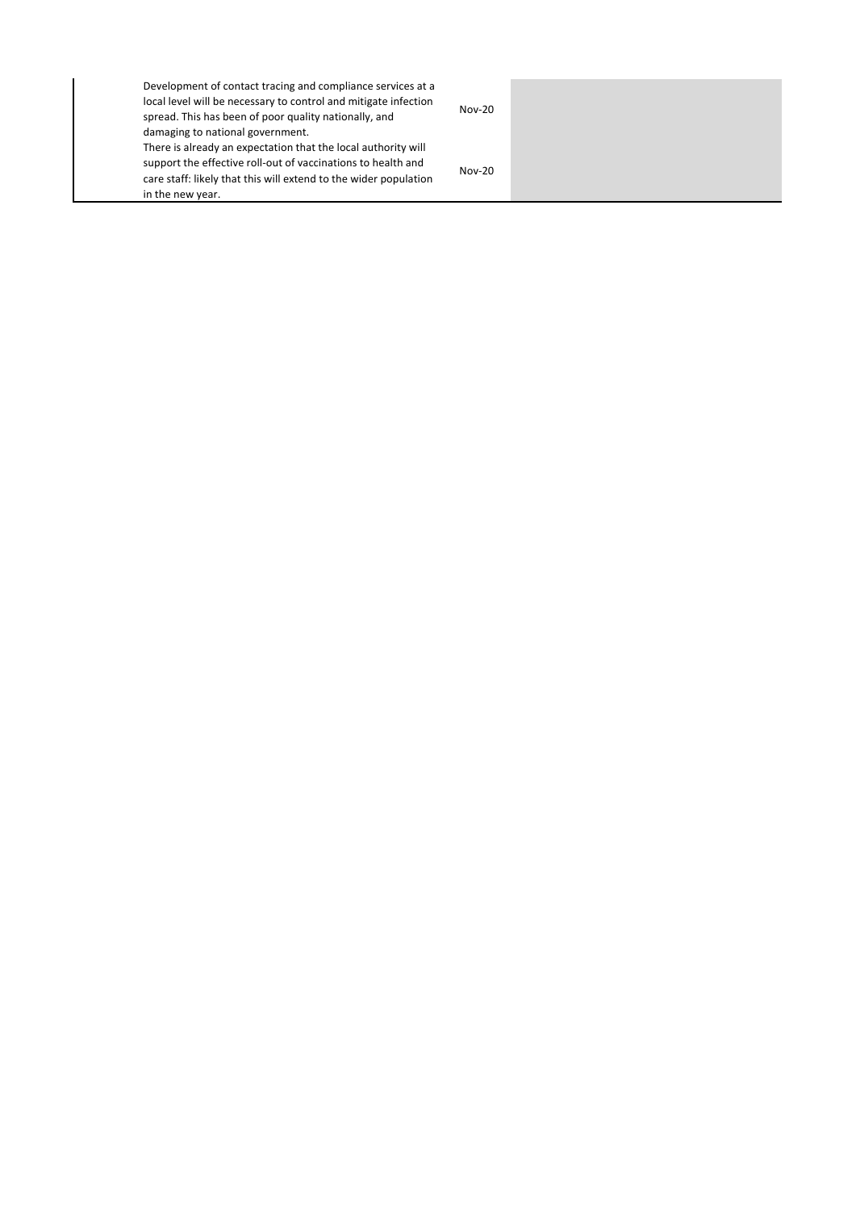| | | | |
|---|---|---|---|
| | Development of contact tracing and compliance services at a local level will be necessary to control and mitigate infection spread. This has been of poor quality nationally, and damaging to national government. | Nov-20 | |
| | There is already an expectation that the local authority will support the effective roll-out of vaccinations to health and care staff: likely that this will extend to the wider population in the new year. | Nov-20 | |